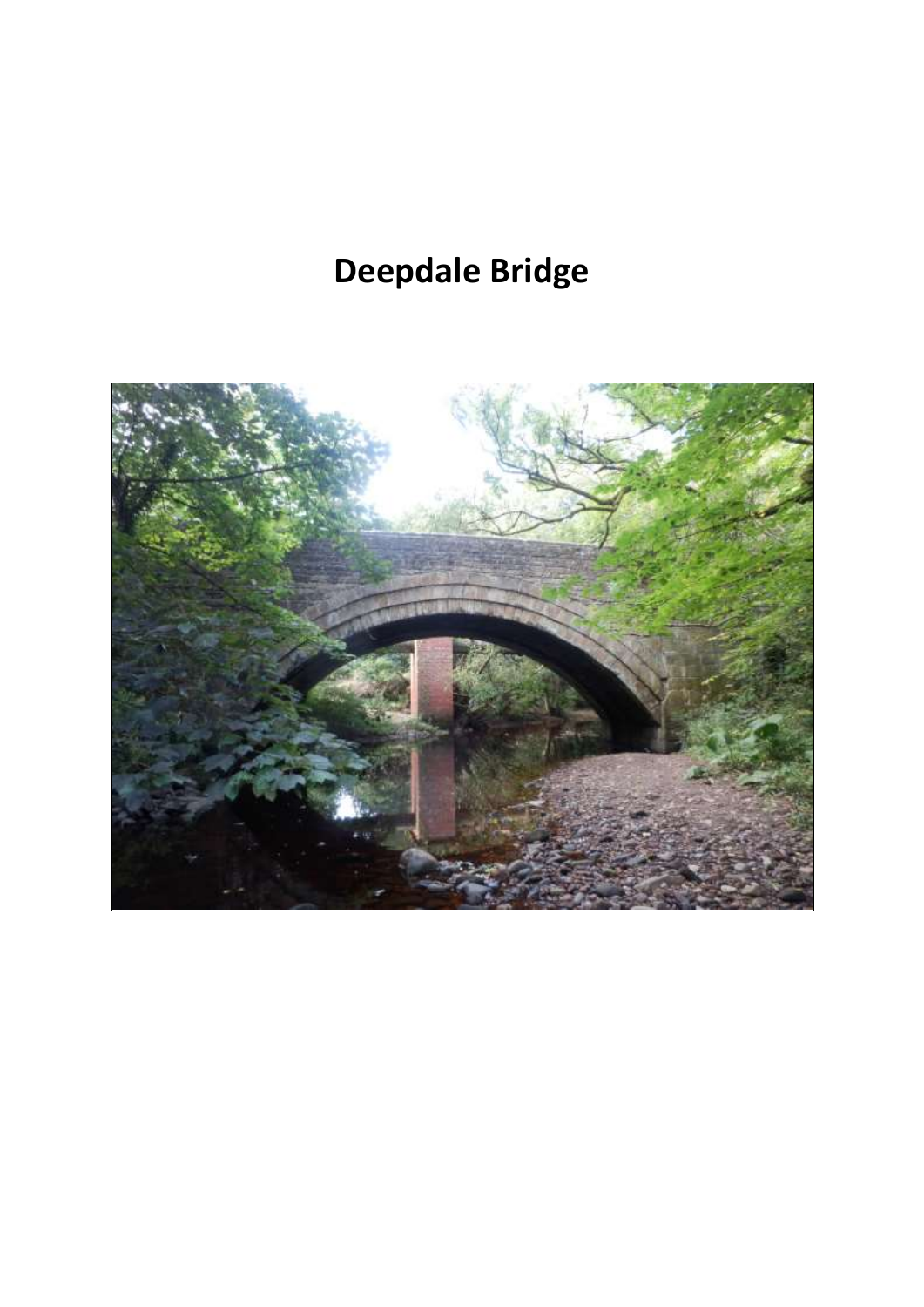# Deepdale Bridge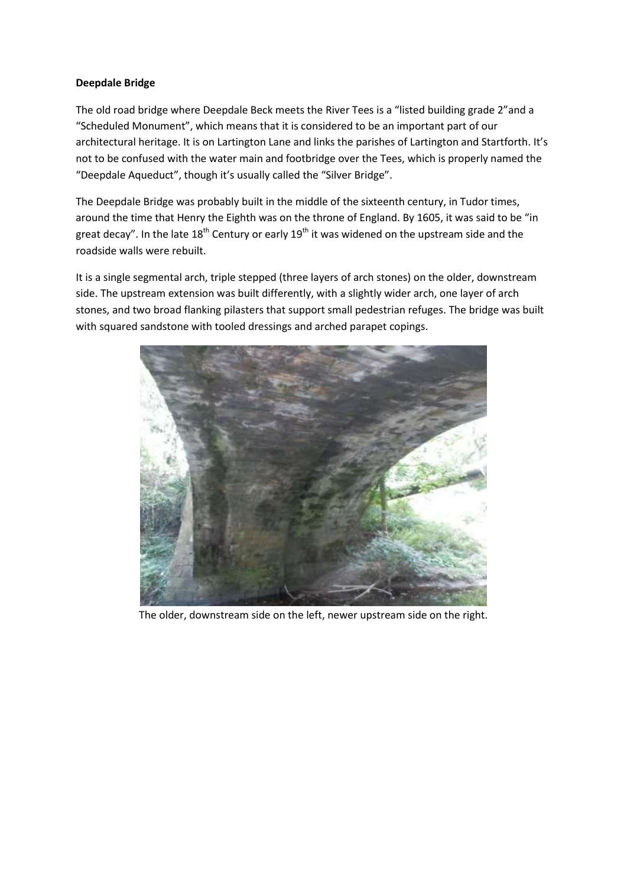**Deepdale Bridge**

The old road bridge where Deepdale Beck meets the River Tees is a "listed building grade 2"and a "Scheduled Monument", which means that it is considered to be an important part of our architectural heritage. It is on Lartington Lane and links the parishes of Lartington and Startforth. It's not to be confused with the water main and footbridge over the Tees, which is properly named the "Deepdale Aqueduct", though it's usually called the "Silver Bridge".

The Deepdale Bridge was probably built in the middle of the sixteenth century, in Tudor times, around the time that Henry the Eighth was on the throne of England. By 1605, it was said to be "in great decay". In the late 18th Century or early 19th it was widened on the upstream side and the roadside walls were rebuilt.

It is a single segmental arch, triple stepped (three layers of arch stones) on the older, downstream side. The upstream extension was built differently, with a slightly wider arch, one layer of arch stones, and two broad flanking pilasters that support small pedestrian refuges. The bridge was built with squared sandstone with tooled dressings and arched parapet copings.

The older, downstream side on the left, newer upstream side on the right.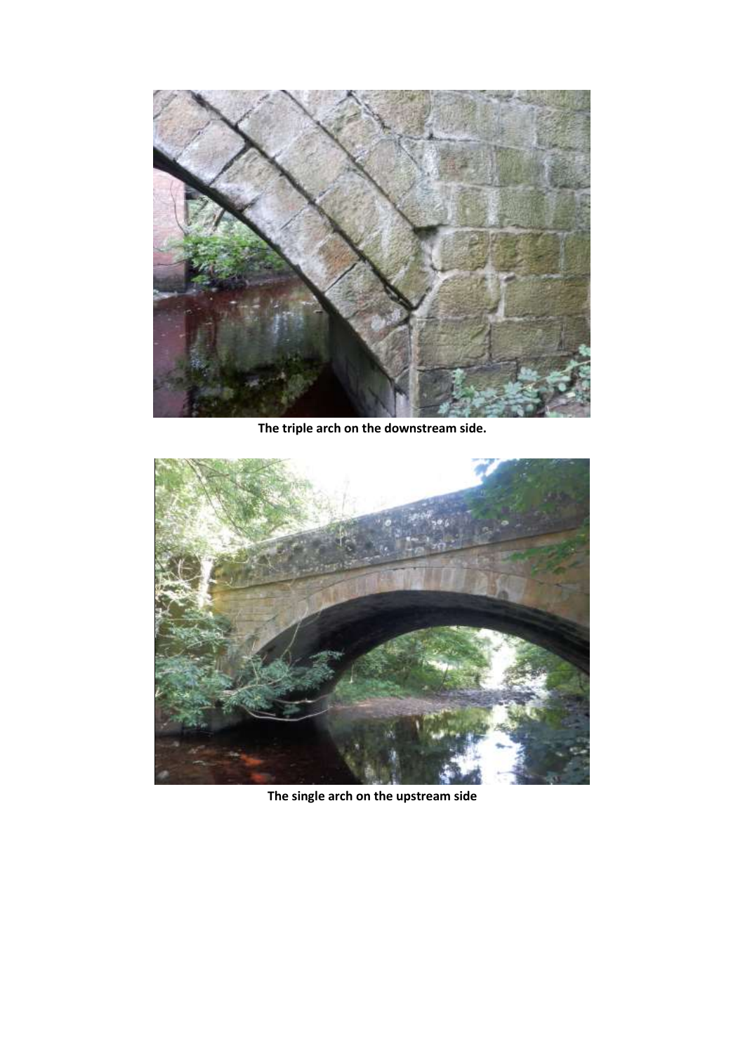**The triple arch on the downstream side.**

**The single arch on the upstream side**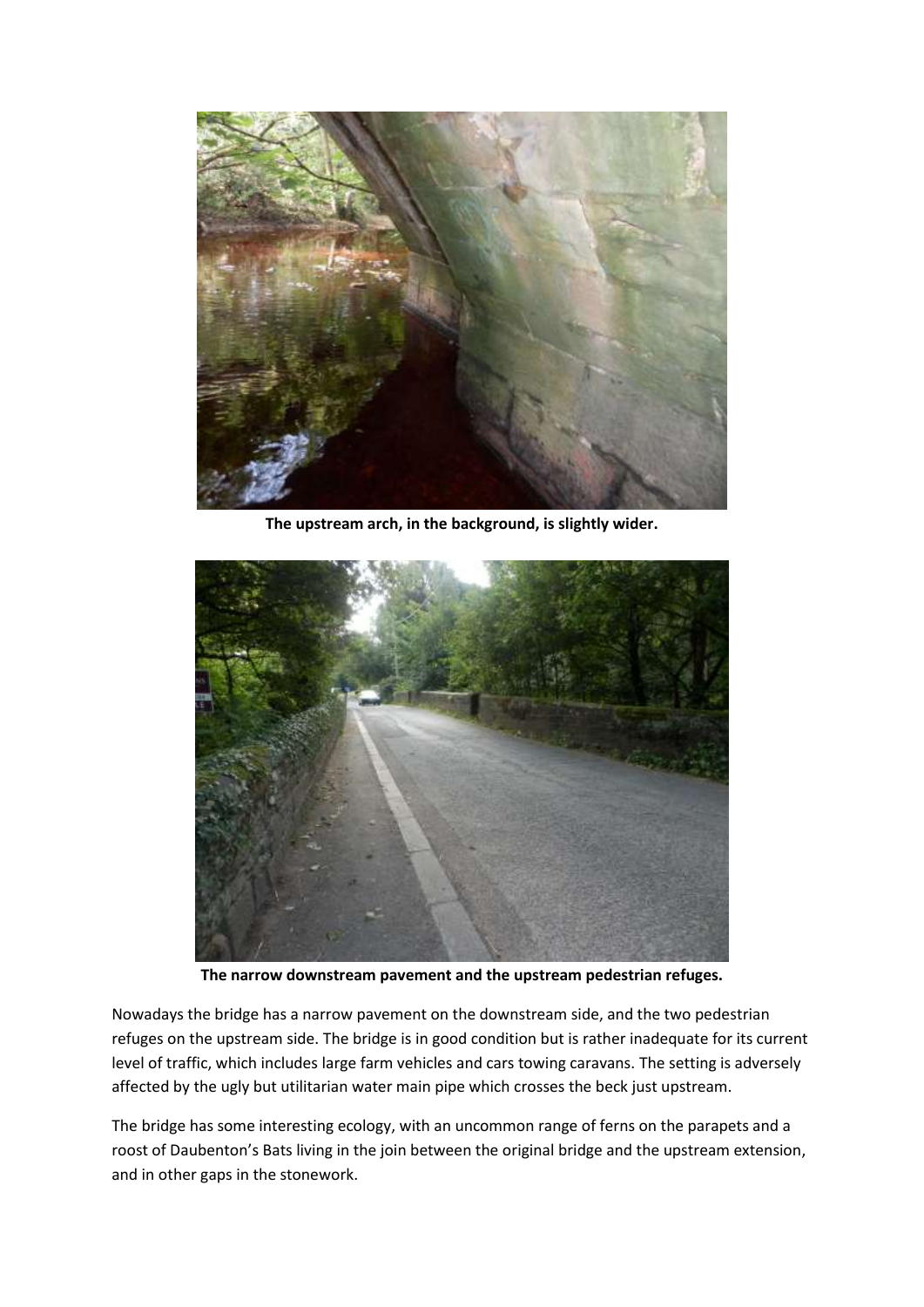**The upstream arch, in the background, is slightly wider.**

**The narrow downstream pavement and the upstream pedestrian refuges.**

Nowadays the bridge has a narrow pavement on the downstream side, and the two pedestrian refuges on the upstream side. The bridge is in good condition but is rather inadequate for its current level of traffic, which includes large farm vehicles and cars towing caravans. The setting is adversely affected by the ugly but utilitarian water main pipe which crosses the beck just upstream.

The bridge has some interesting ecology, with an uncommon range of ferns on the parapets and a roost of Daubenton's Bats living in the join between the original bridge and the upstream extension, and in other gaps in the stonework.